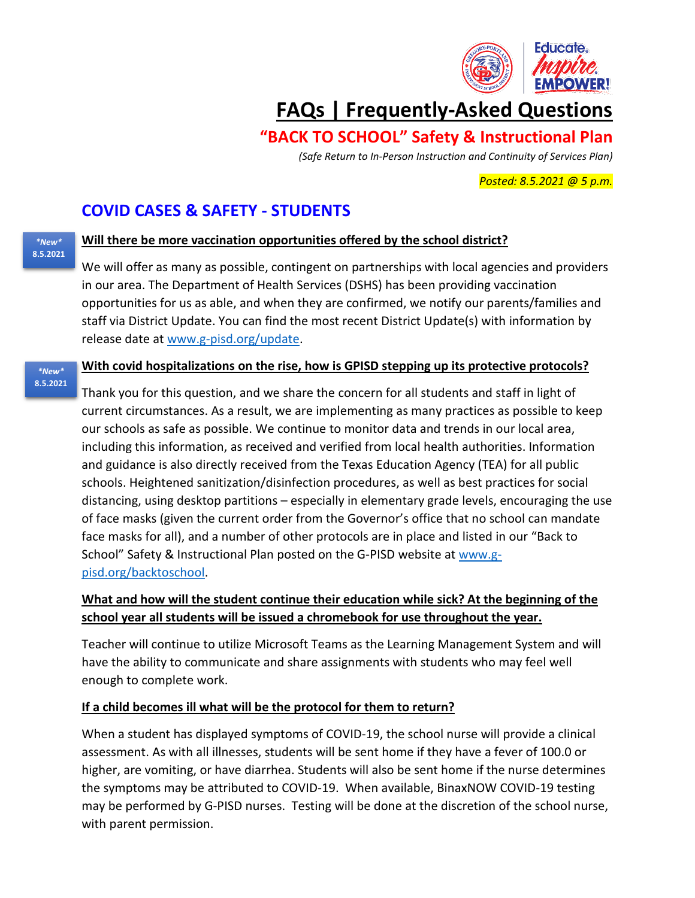# FAQs | Frequently-Asked Questions

## "BACK TO SCHOOL" Safety & Instructional Plan

*(Safe Return to In-Person Instruction and Continuity of Services Plan)*

*Posted: 8.5.2021 @ 5 p.m.*

## COVID CASES & SAFETY - STUDENTS

***New*** **8.5.2021**

**Will there be more vaccination opportunities offered by the school district?**

We will offer as many as possible, contingent on partnerships with local agencies and providers in our area. The Department of Health Services (DSHS) has been providing vaccination opportunities for us as able, and when they are confirmed, we notify our parents/families and staff via District Update. You can find the most recent District Update(s) with information by release date at www.g-pisd.org/update.

***New*** **8.5.2021**

**With covid hospitalizations on the rise, how is GPISD stepping up its protective protocols?**

Thank you for this question, and we share the concern for all students and staff in light of current circumstances. As a result, we are implementing as many practices as possible to keep our schools as safe as possible. We continue to monitor data and trends in our local area, including this information, as received and verified from local health authorities. Information and guidance is also directly received from the Texas Education Agency (TEA) for all public schools. Heightened sanitization/disinfection procedures, as well as best practices for social distancing, using desktop partitions – especially in elementary grade levels, encouraging the use of face masks (given the current order from the Governor's office that no school can mandate face masks for all), and a number of other protocols are in place and listed in our "Back to School" Safety & Instructional Plan posted on the G-PISD website at www.g-pisd.org/backtoschool.

**What and how will the student continue their education while sick? At the beginning of the school year all students will be issued a chromebook for use throughout the year.**

Teacher will continue to utilize Microsoft Teams as the Learning Management System and will have the ability to communicate and share assignments with students who may feel well enough to complete work.

**If a child becomes ill what will be the protocol for them to return?**

When a student has displayed symptoms of COVID-19, the school nurse will provide a clinical assessment. As with all illnesses, students will be sent home if they have a fever of 100.0 or higher, are vomiting, or have diarrhea. Students will also be sent home if the nurse determines the symptoms may be attributed to COVID-19. When available, BinaxNOW COVID-19 testing may be performed by G-PISD nurses. Testing will be done at the discretion of the school nurse, with parent permission.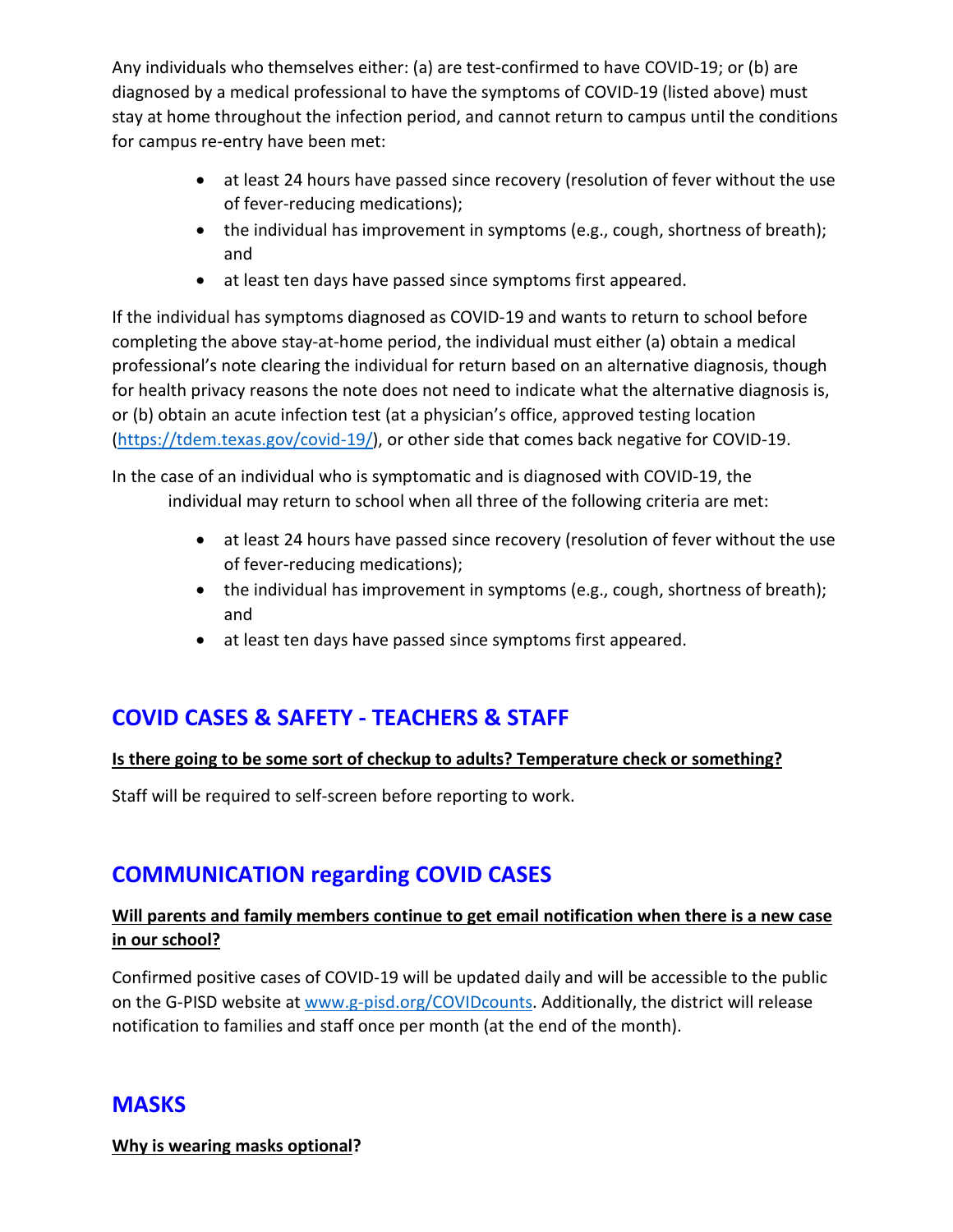Any individuals who themselves either: (a) are test-confirmed to have COVID-19; or (b) are diagnosed by a medical professional to have the symptoms of COVID-19 (listed above) must stay at home throughout the infection period, and cannot return to campus until the conditions for campus re-entry have been met:

- at least 24 hours have passed since recovery (resolution of fever without the use of fever-reducing medications);
- the individual has improvement in symptoms (e.g., cough, shortness of breath); and
- at least ten days have passed since symptoms first appeared.

If the individual has symptoms diagnosed as COVID-19 and wants to return to school before completing the above stay-at-home period, the individual must either (a) obtain a medical professional's note clearing the individual for return based on an alternative diagnosis, though for health privacy reasons the note does not need to indicate what the alternative diagnosis is, or (b) obtain an acute infection test (at a physician's office, approved testing location (https://tdem.texas.gov/covid-19/), or other side that comes back negative for COVID-19.

In the case of an individual who is symptomatic and is diagnosed with COVID-19, the individual may return to school when all three of the following criteria are met:

- at least 24 hours have passed since recovery (resolution of fever without the use of fever-reducing medications);
- the individual has improvement in symptoms (e.g., cough, shortness of breath); and
- at least ten days have passed since symptoms first appeared.

## COVID CASES & SAFETY - TEACHERS & STAFF

**Is there going to be some sort of checkup to adults? Temperature check or something?**

Staff will be required to self-screen before reporting to work.

## COMMUNICATION regarding COVID CASES

**Will parents and family members continue to get email notification when there is a new case in our school?**

Confirmed positive cases of COVID-19 will be updated daily and will be accessible to the public on the G-PISD website at www.g-pisd.org/COVIDcounts. Additionally, the district will release notification to families and staff once per month (at the end of the month).

## MASKS

**Why is wearing masks optional?**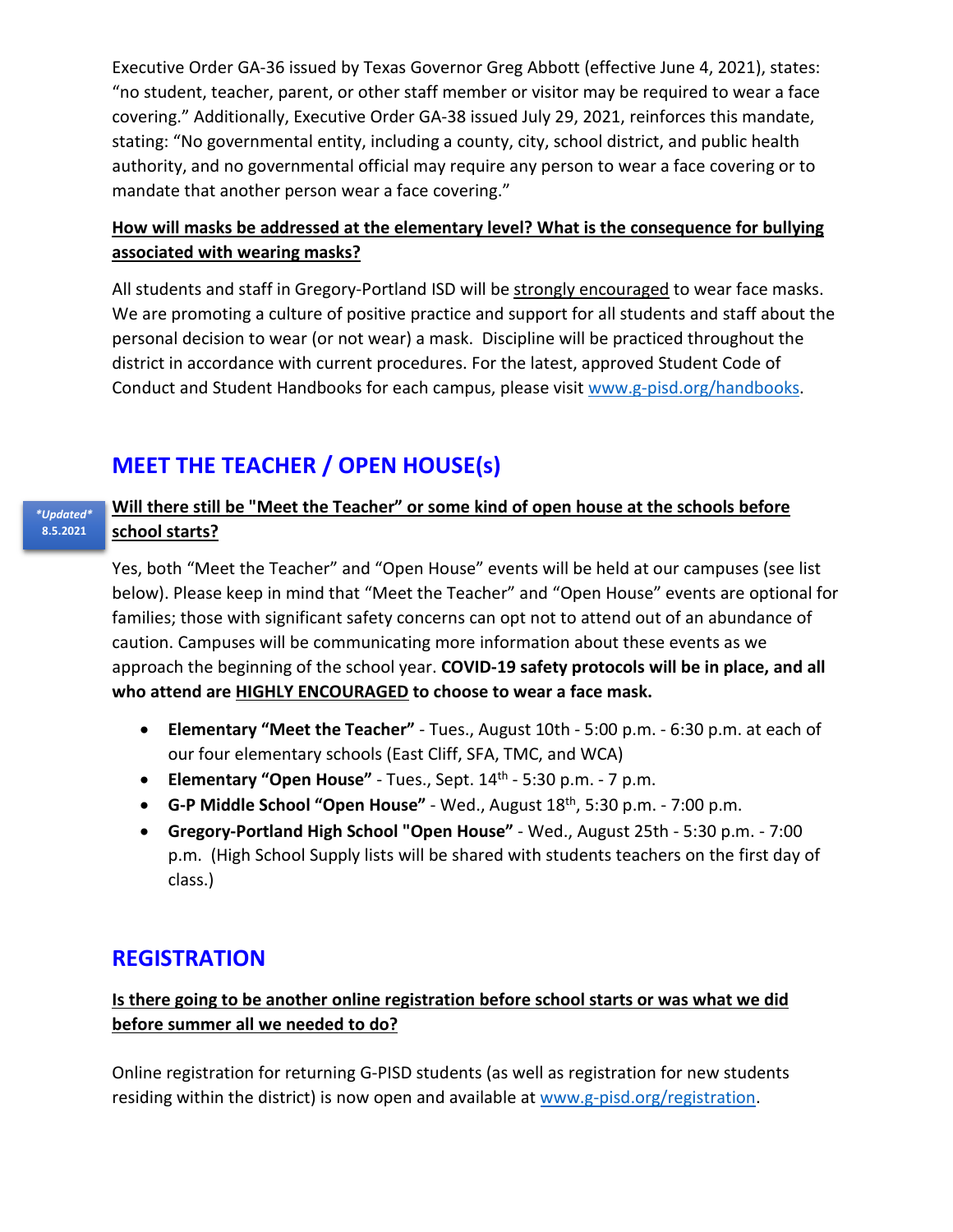Executive Order GA-36 issued by Texas Governor Greg Abbott (effective June 4, 2021), states: "no student, teacher, parent, or other staff member or visitor may be required to wear a face covering." Additionally, Executive Order GA-38 issued July 29, 2021, reinforces this mandate, stating: "No governmental entity, including a county, city, school district, and public health authority, and no governmental official may require any person to wear a face covering or to mandate that another person wear a face covering."

**How will masks be addressed at the elementary level? What is the consequence for bullying associated with wearing masks?**

All students and staff in Gregory-Portland ISD will be strongly encouraged to wear face masks. We are promoting a culture of positive practice and support for all students and staff about the personal decision to wear (or not wear) a mask. Discipline will be practiced throughout the district in accordance with current procedures. For the latest, approved Student Code of Conduct and Student Handbooks for each campus, please visit www.g-pisd.org/handbooks.

## MEET THE TEACHER / OPEN HOUSE(s)

*\*Updated\** **8.5.2021**

**Will there still be "Meet the Teacher" or some kind of open house at the schools before school starts?**

Yes, both "Meet the Teacher" and "Open House" events will be held at our campuses (see list below). Please keep in mind that "Meet the Teacher" and "Open House" events are optional for families; those with significant safety concerns can opt not to attend out of an abundance of caution. Campuses will be communicating more information about these events as we approach the beginning of the school year. **COVID-19 safety protocols will be in place, and all who attend are HIGHLY ENCOURAGED to choose to wear a face mask.**

- **Elementary "Meet the Teacher"** - Tues., August 10th - 5:00 p.m. - 6:30 p.m. at each of our four elementary schools (East Cliff, SFA, TMC, and WCA)
- **Elementary "Open House"** - Tues., Sept. 14th - 5:30 p.m. - 7 p.m.
- **G-P Middle School "Open House"** - Wed., August 18th, 5:30 p.m. - 7:00 p.m.
- **Gregory-Portland High School "Open House"** - Wed., August 25th - 5:30 p.m. - 7:00 p.m. (High School Supply lists will be shared with students teachers on the first day of class.)

## REGISTRATION

**Is there going to be another online registration before school starts or was what we did before summer all we needed to do?**

Online registration for returning G-PISD students (as well as registration for new students residing within the district) is now open and available at www.g-pisd.org/registration.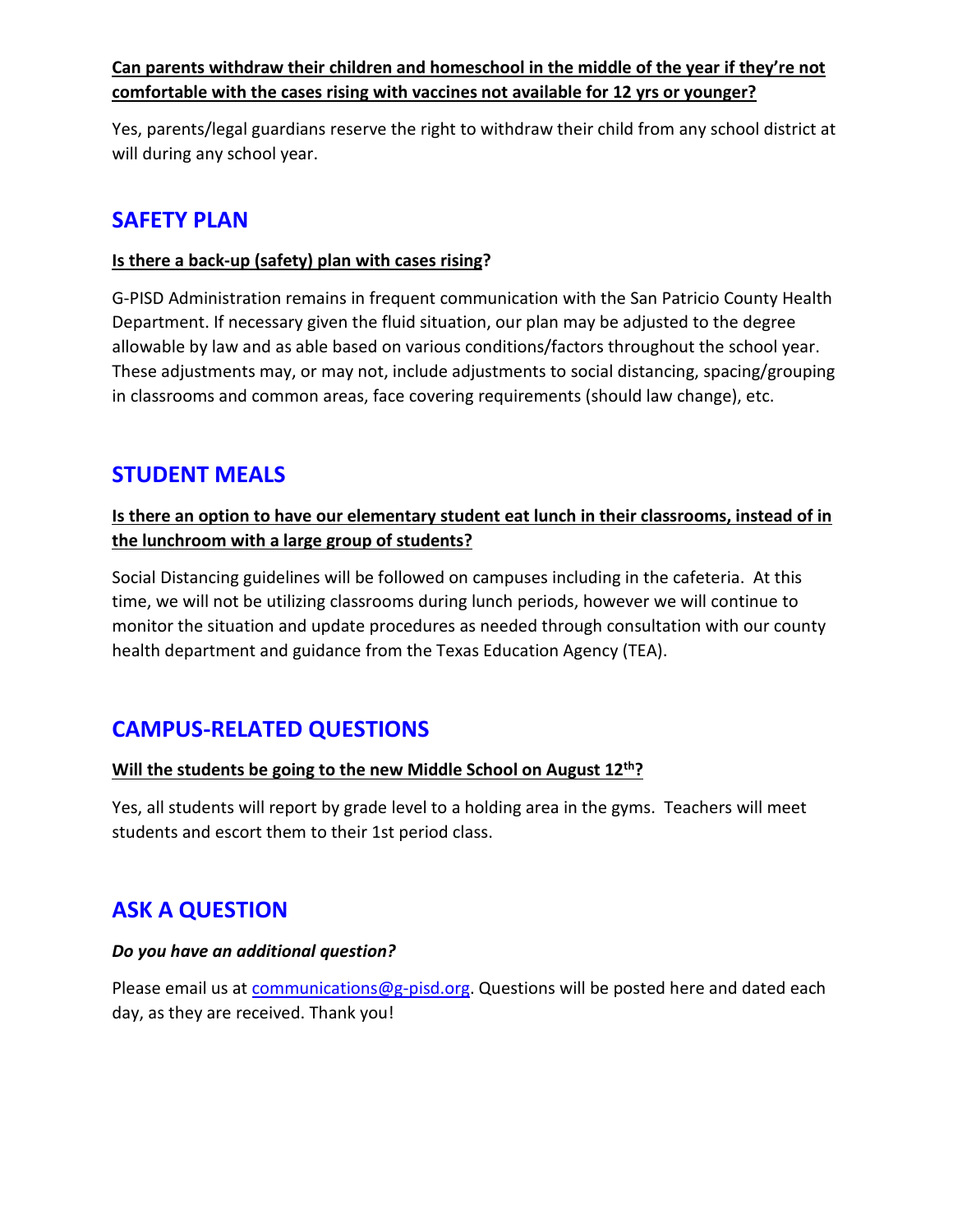**Can parents withdraw their children and homeschool in the middle of the year if they're not comfortable with the cases rising with vaccines not available for 12 yrs or younger?**

Yes, parents/legal guardians reserve the right to withdraw their child from any school district at will during any school year.

## SAFETY PLAN

**Is there a back-up (safety) plan with cases rising?**

G-PISD Administration remains in frequent communication with the San Patricio County Health Department. If necessary given the fluid situation, our plan may be adjusted to the degree allowable by law and as able based on various conditions/factors throughout the school year. These adjustments may, or may not, include adjustments to social distancing, spacing/grouping in classrooms and common areas, face covering requirements (should law change), etc.

## STUDENT MEALS

**Is there an option to have our elementary student eat lunch in their classrooms, instead of in the lunchroom with a large group of students?**

Social Distancing guidelines will be followed on campuses including in the cafeteria. At this time, we will not be utilizing classrooms during lunch periods, however we will continue to monitor the situation and update procedures as needed through consultation with our county health department and guidance from the Texas Education Agency (TEA).

## CAMPUS-RELATED QUESTIONS

**Will the students be going to the new Middle School on August 12th?**

Yes, all students will report by grade level to a holding area in the gyms. Teachers will meet students and escort them to their 1st period class.

## ASK A QUESTION

***Do you have an additional question?***

Please email us at communications@g-pisd.org. Questions will be posted here and dated each day, as they are received. Thank you!